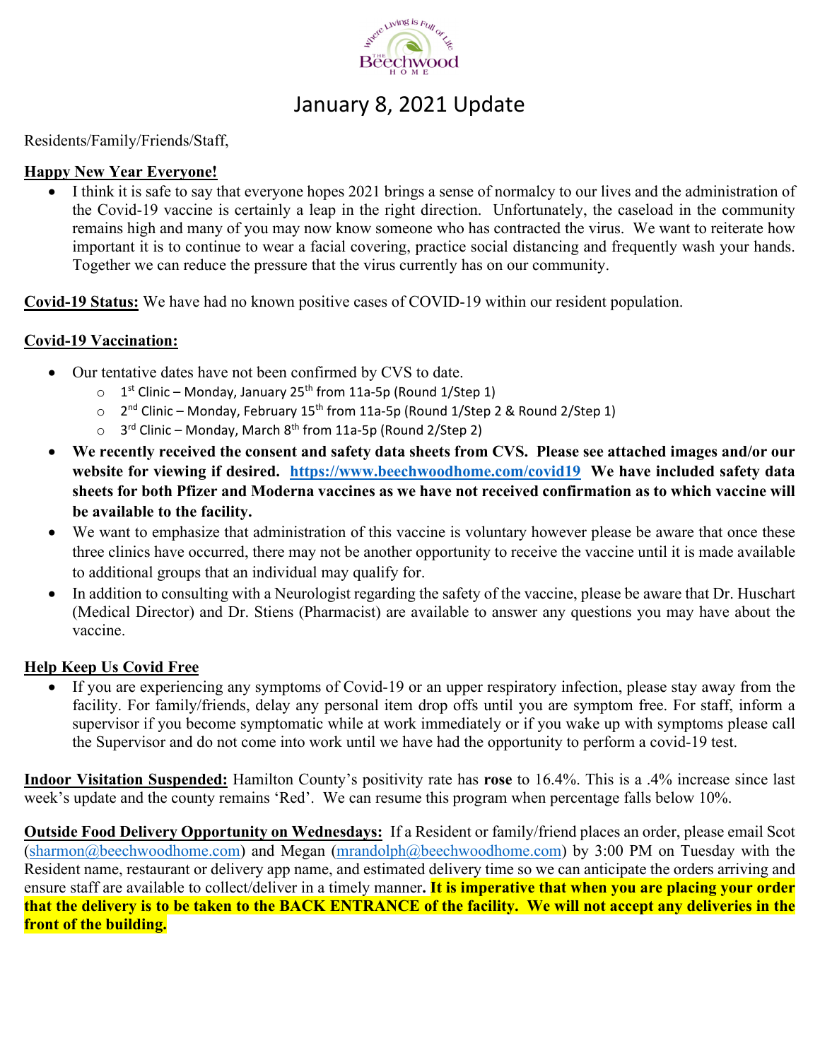# January 8, 2021 Update

Residents/Family/Friends/Staff,

**Happy New Year Everyone!**

- I think it is safe to say that everyone hopes 2021 brings a sense of normalcy to our lives and the administration of the Covid-19 vaccine is certainly a leap in the right direction. Unfortunately, the caseload in the community remains high and many of you may now know someone who has contracted the virus. We want to reiterate how important it is to continue to wear a facial covering, practice social distancing and frequently wash your hands. Together we can reduce the pressure that the virus currently has on our community.

**Covid-19 Status:** We have had no known positive cases of COVID-19 within our resident population.

**Covid-19 Vaccination:**

- Our tentative dates have not been confirmed by CVS to date.
  - 1st Clinic – Monday, January 25th from 11a-5p (Round 1/Step 1)
  - 2nd Clinic – Monday, February 15th from 11a-5p (Round 1/Step 2 & Round 2/Step 1)
  - 3rd Clinic – Monday, March 8th from 11a-5p (Round 2/Step 2)
- **We recently received the consent and safety data sheets from CVS. Please see attached images and/or our website for viewing if desired. https://www.beechwoodhome.com/covid19 We have included safety data sheets for both Pfizer and Moderna vaccines as we have not received confirmation as to which vaccine will be available to the facility.**
- We want to emphasize that administration of this vaccine is voluntary however please be aware that once these three clinics have occurred, there may not be another opportunity to receive the vaccine until it is made available to additional groups that an individual may qualify for.
- In addition to consulting with a Neurologist regarding the safety of the vaccine, please be aware that Dr. Huschart (Medical Director) and Dr. Stiens (Pharmacist) are available to answer any questions you may have about the vaccine.

**Help Keep Us Covid Free**

- If you are experiencing any symptoms of Covid-19 or an upper respiratory infection, please stay away from the facility. For family/friends, delay any personal item drop offs until you are symptom free. For staff, inform a supervisor if you become symptomatic while at work immediately or if you wake up with symptoms please call the Supervisor and do not come into work until we have had the opportunity to perform a covid-19 test.

**Indoor Visitation Suspended:** Hamilton County's positivity rate has **rose** to 16.4%. This is a .4% increase since last week's update and the county remains 'Red'. We can resume this program when percentage falls below 10%.

**Outside Food Delivery Opportunity on Wednesdays:** If a Resident or family/friend places an order, please email Scot (sharmon@beechwoodhome.com) and Megan (mrandolph@beechwoodhome.com) by 3:00 PM on Tuesday with the Resident name, restaurant or delivery app name, and estimated delivery time so we can anticipate the orders arriving and ensure staff are available to collect/deliver in a timely manner**. It is imperative that when you are placing your order that the delivery is to be taken to the BACK ENTRANCE of the facility. We will not accept any deliveries in the front of the building.**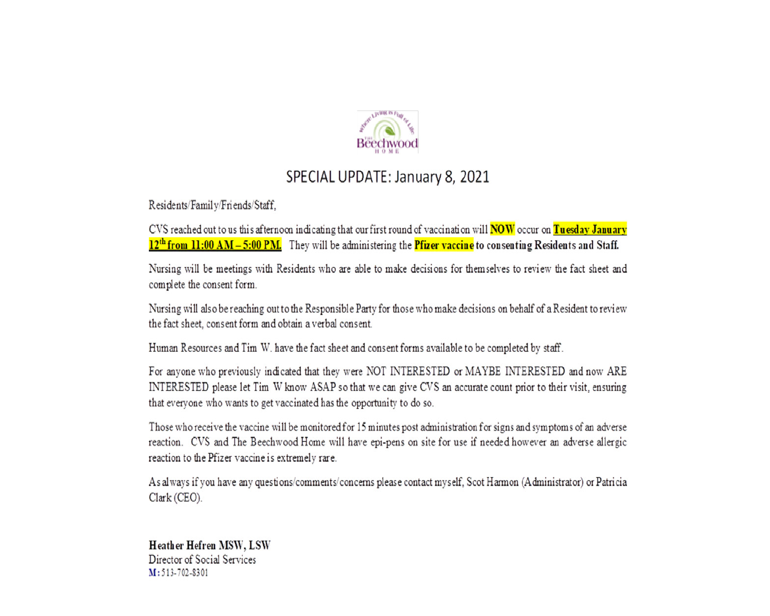# SPECIAL UPDATE: January 8, 2021

Residents/Family/Friends/Staff,

CVS reached out to us this afternoon indicating that our first round of vaccination will **NOW** occur on **Tuesday January 12th from 11:00 AM – 5:00 PM.** They will be administering the **Pfizer vaccine to consenting Residents and Staff.**

Nursing will be meetings with Residents who are able to make decisions for themselves to review the fact sheet and complete the consent form.

Nursing will also be reaching out to the Responsible Party for those who make decisions on behalf of a Resident to review the fact sheet, consent form and obtain a verbal consent.

Human Resources and Tim W. have the fact sheet and consent forms available to be completed by staff.

For anyone who previously indicated that they were NOT INTERESTED or MAYBE INTERESTED and now ARE INTERESTED please let Tim W know ASAP so that we can give CVS an accurate count prior to their visit, ensuring that everyone who wants to get vaccinated has the opportunity to do so.

Those who receive the vaccine will be monitored for 15 minutes post administration for signs and symptoms of an adverse reaction. CVS and The Beechwood Home will have epi-pens on site for use if needed however an adverse allergic reaction to the Pfizer vaccine is extremely rare.

As always if you have any questions/comments/concerns please contact myself, Scot Harmon (Administrator) or Patricia Clark (CEO).

**Heather Hefren MSW, LSW**
Director of Social Services
M: 513-702-8301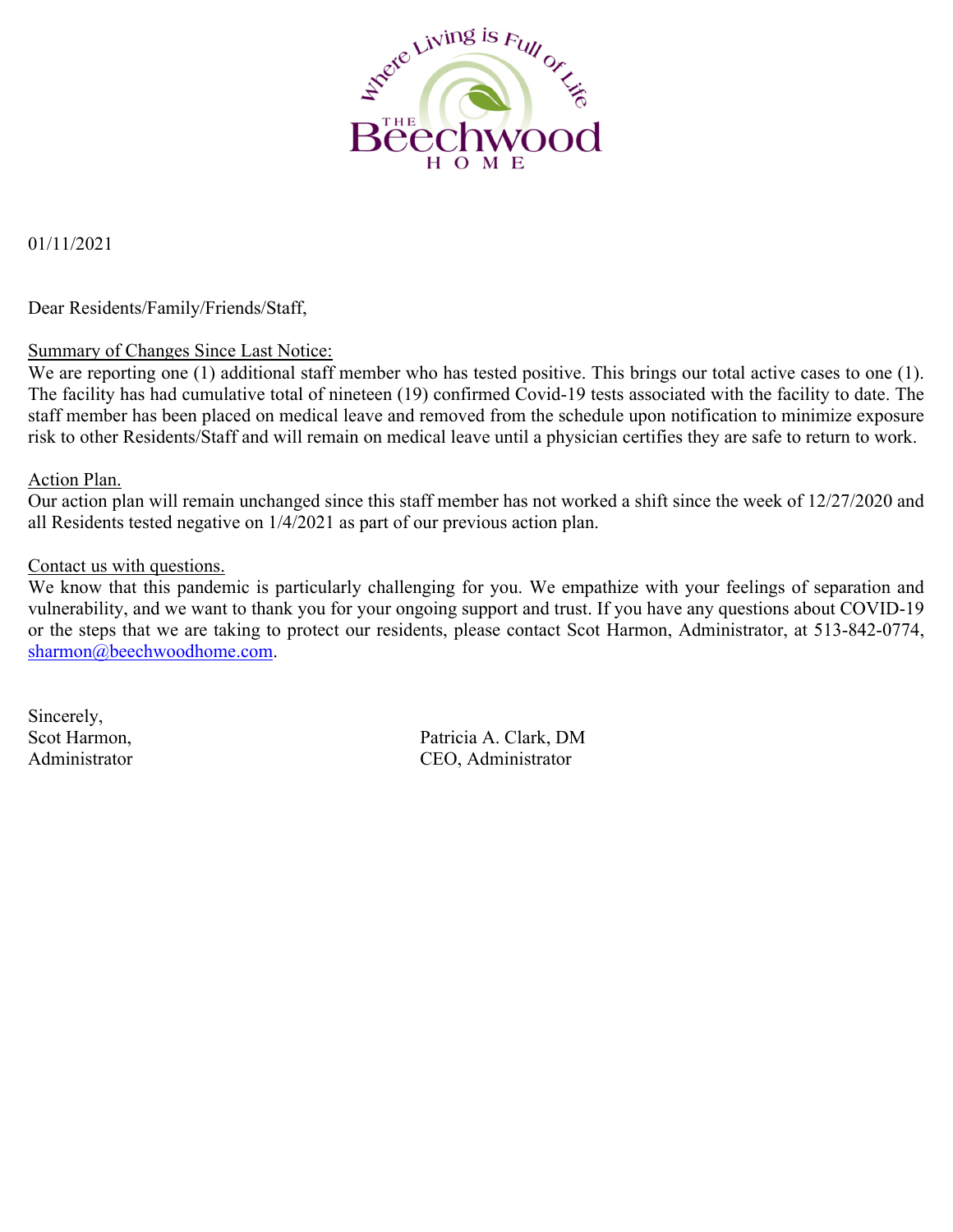Where Living is Full of Life

THE Beechwood HOME

01/11/2021

Dear Residents/Family/Friends/Staff,

Summary of Changes Since Last Notice:

We are reporting one (1) additional staff member who has tested positive. This brings our total active cases to one (1). The facility has had cumulative total of nineteen (19) confirmed Covid-19 tests associated with the facility to date. The staff member has been placed on medical leave and removed from the schedule upon notification to minimize exposure risk to other Residents/Staff and will remain on medical leave until a physician certifies they are safe to return to work.

Action Plan.

Our action plan will remain unchanged since this staff member has not worked a shift since the week of 12/27/2020 and all Residents tested negative on 1/4/2021 as part of our previous action plan.

Contact us with questions.

We know that this pandemic is particularly challenging for you. We empathize with your feelings of separation and vulnerability, and we want to thank you for your ongoing support and trust. If you have any questions about COVID-19 or the steps that we are taking to protect our residents, please contact Scot Harmon, Administrator, at 513-842-0774, sharmon@beechwoodhome.com.

Sincerely,

Scot Harmon,
Administrator

Patricia A. Clark, DM
CEO, Administrator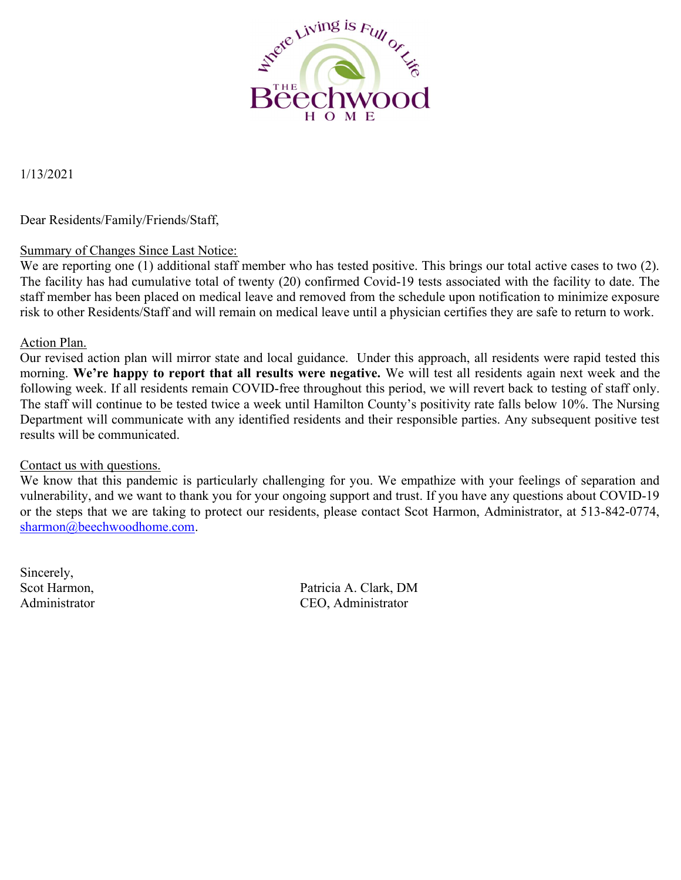Where Living is Full of Life

THE Beechwood HOME

1/13/2021

Dear Residents/Family/Friends/Staff,

<u>Summary of Changes Since Last Notice:</u>
We are reporting one (1) additional staff member who has tested positive. This brings our total active cases to two (2). The facility has had cumulative total of twenty (20) confirmed Covid-19 tests associated with the facility to date. The staff member has been placed on medical leave and removed from the schedule upon notification to minimize exposure risk to other Residents/Staff and will remain on medical leave until a physician certifies they are safe to return to work.

<u>Action Plan.</u>
Our revised action plan will mirror state and local guidance. Under this approach, all residents were rapid tested this morning. **We're happy to report that all results were negative.** We will test all residents again next week and the following week. If all residents remain COVID-free throughout this period, we will revert back to testing of staff only. The staff will continue to be tested twice a week until Hamilton County's positivity rate falls below 10%. The Nursing Department will communicate with any identified residents and their responsible parties. Any subsequent positive test results will be communicated.

<u>Contact us with questions.</u>
We know that this pandemic is particularly challenging for you. We empathize with your feelings of separation and vulnerability, and we want to thank you for your ongoing support and trust. If you have any questions about COVID-19 or the steps that we are taking to protect our residents, please contact Scot Harmon, Administrator, at 513-842-0774, sharmon@beechwoodhome.com.

Sincerely,
Scot Harmon,
Administrator

Patricia A. Clark, DM
CEO, Administrator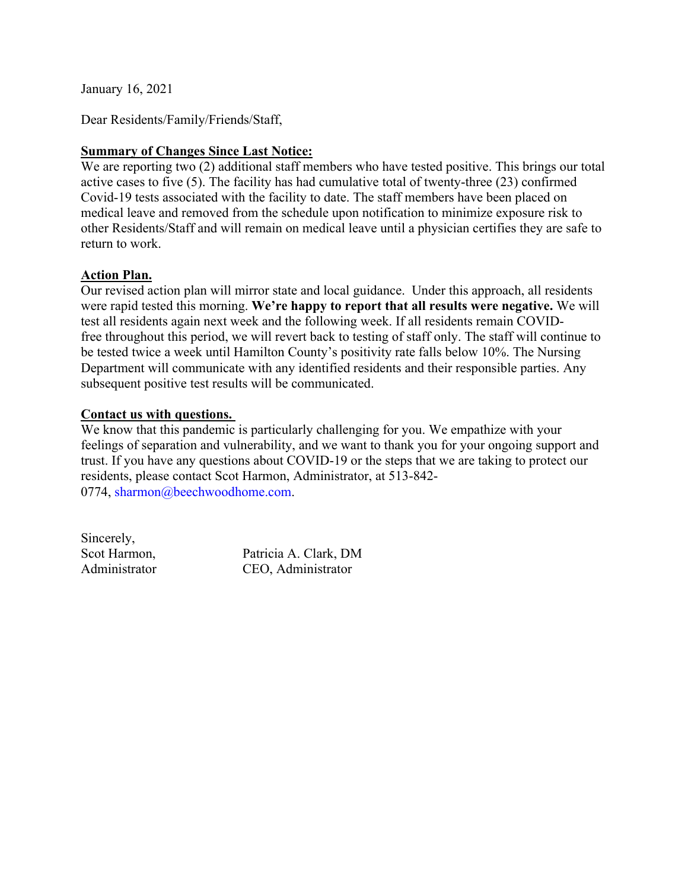January 16, 2021

Dear Residents/Family/Friends/Staff,

**Summary of Changes Since Last Notice:**

We are reporting two (2) additional staff members who have tested positive. This brings our total active cases to five (5). The facility has had cumulative total of twenty-three (23) confirmed Covid-19 tests associated with the facility to date. The staff members have been placed on medical leave and removed from the schedule upon notification to minimize exposure risk to other Residents/Staff and will remain on medical leave until a physician certifies they are safe to return to work.

**Action Plan.**

Our revised action plan will mirror state and local guidance. Under this approach, all residents were rapid tested this morning. **We're happy to report that all results were negative.** We will test all residents again next week and the following week. If all residents remain COVID-free throughout this period, we will revert back to testing of staff only. The staff will continue to be tested twice a week until Hamilton County's positivity rate falls below 10%. The Nursing Department will communicate with any identified residents and their responsible parties. Any subsequent positive test results will be communicated.

**Contact us with questions.**

We know that this pandemic is particularly challenging for you. We empathize with your feelings of separation and vulnerability, and we want to thank you for your ongoing support and trust. If you have any questions about COVID-19 or the steps that we are taking to protect our residents, please contact Scot Harmon, Administrator, at 513-842-0774, sharmon@beechwoodhome.com.

Sincerely,

Scot Harmon,
Administrator

Patricia A. Clark, DM
CEO, Administrator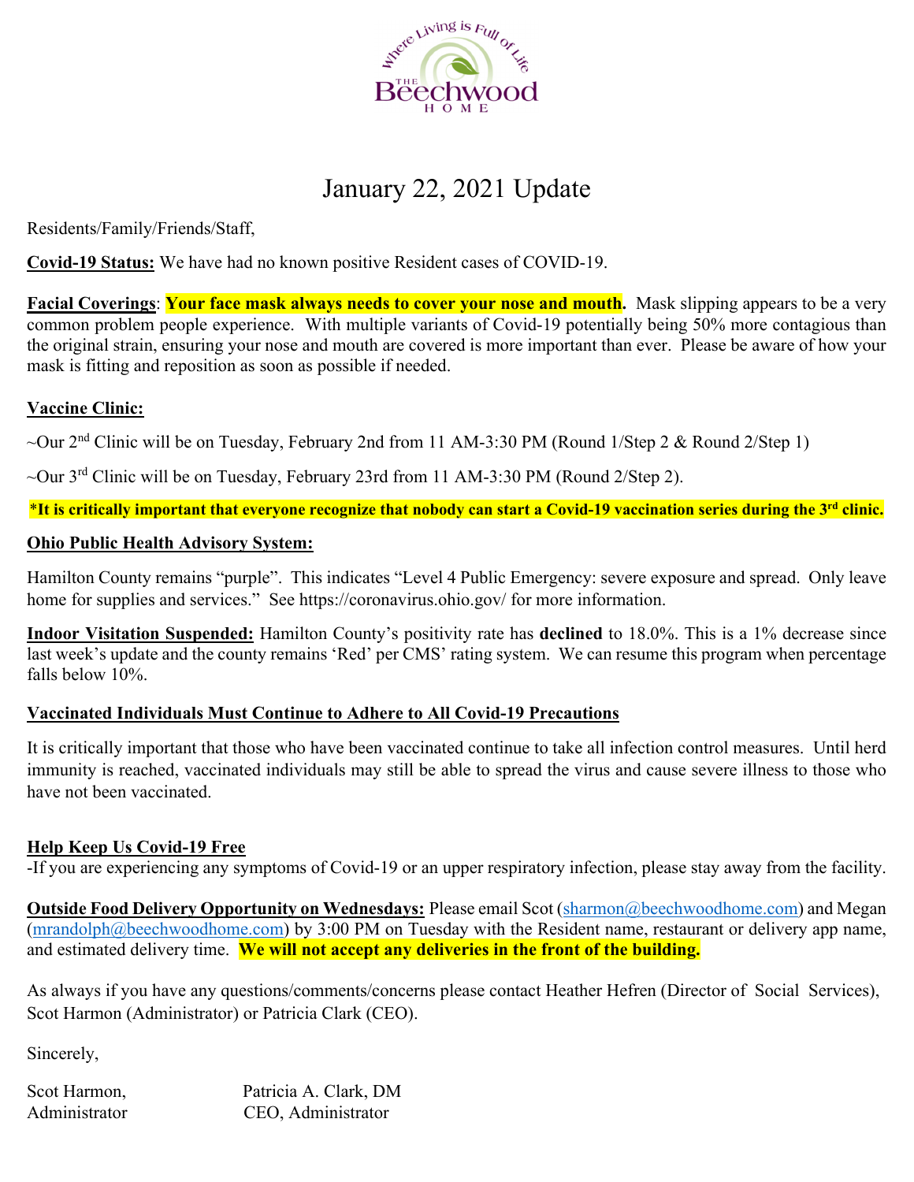# January 22, 2021 Update

Residents/Family/Friends/Staff,

**Covid-19 Status:** We have had no known positive Resident cases of COVID-19.

**Facial Coverings**: **Your face mask always needs to cover your nose and mouth.** Mask slipping appears to be a very common problem people experience. With multiple variants of Covid-19 potentially being 50% more contagious than the original strain, ensuring your nose and mouth are covered is more important than ever. Please be aware of how your mask is fitting and reposition as soon as possible if needed.

**Vaccine Clinic:**

~Our 2nd Clinic will be on Tuesday, February 2nd from 11 AM-3:30 PM (Round 1/Step 2 & Round 2/Step 1)

~Our 3rd Clinic will be on Tuesday, February 23rd from 11 AM-3:30 PM (Round 2/Step 2).

**\*It is critically important that everyone recognize that nobody can start a Covid-19 vaccination series during the 3rd clinic.**

**Ohio Public Health Advisory System:**

Hamilton County remains "purple". This indicates "Level 4 Public Emergency: severe exposure and spread. Only leave home for supplies and services." See https://coronavirus.ohio.gov/ for more information.

**Indoor Visitation Suspended:** Hamilton County's positivity rate has **declined** to 18.0%. This is a 1% decrease since last week's update and the county remains 'Red' per CMS' rating system. We can resume this program when percentage falls below 10%.

**Vaccinated Individuals Must Continue to Adhere to All Covid-19 Precautions**

It is critically important that those who have been vaccinated continue to take all infection control measures. Until herd immunity is reached, vaccinated individuals may still be able to spread the virus and cause severe illness to those who have not been vaccinated.

**Help Keep Us Covid-19 Free**

-If you are experiencing any symptoms of Covid-19 or an upper respiratory infection, please stay away from the facility.

**Outside Food Delivery Opportunity on Wednesdays:** Please email Scot (sharmon@beechwoodhome.com) and Megan (mrandolph@beechwoodhome.com) by 3:00 PM on Tuesday with the Resident name, restaurant or delivery app name, and estimated delivery time. **We will not accept any deliveries in the front of the building.**

As always if you have any questions/comments/concerns please contact Heather Hefren (Director of Social Services), Scot Harmon (Administrator) or Patricia Clark (CEO).

Sincerely,

Scot Harmon,
Administrator

Patricia A. Clark, DM
CEO, Administrator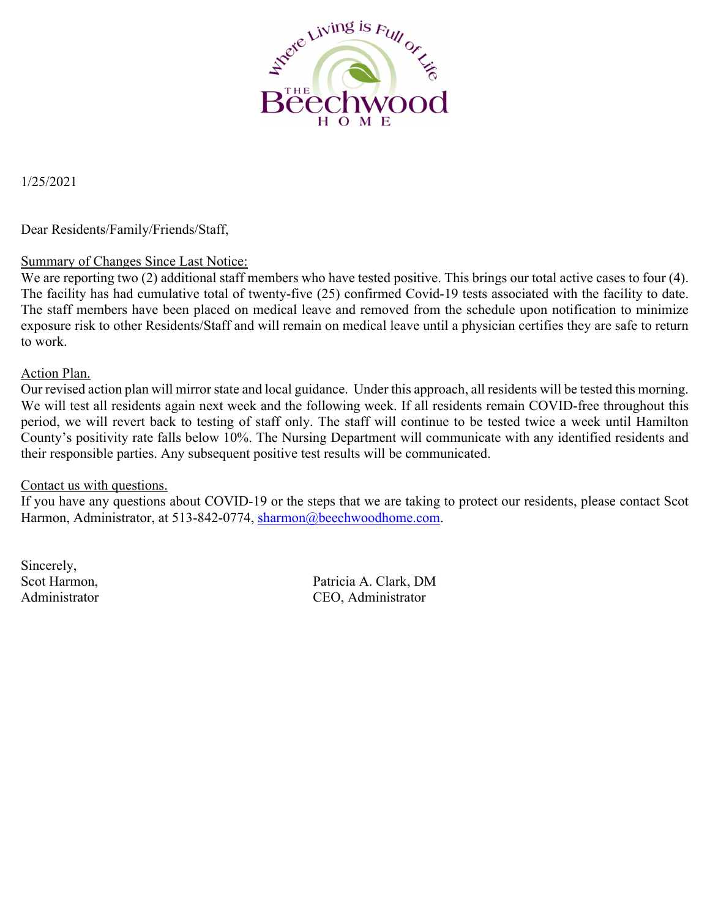Where Living is Full of Life

THE Beechwood HOME

1/25/2021

Dear Residents/Family/Friends/Staff,

Summary of Changes Since Last Notice:

We are reporting two (2) additional staff members who have tested positive. This brings our total active cases to four (4). The facility has had cumulative total of twenty-five (25) confirmed Covid-19 tests associated with the facility to date. The staff members have been placed on medical leave and removed from the schedule upon notification to minimize exposure risk to other Residents/Staff and will remain on medical leave until a physician certifies they are safe to return to work.

Action Plan.

Our revised action plan will mirror state and local guidance. Under this approach, all residents will be tested this morning. We will test all residents again next week and the following week. If all residents remain COVID-free throughout this period, we will revert back to testing of staff only. The staff will continue to be tested twice a week until Hamilton County's positivity rate falls below 10%. The Nursing Department will communicate with any identified residents and their responsible parties. Any subsequent positive test results will be communicated.

Contact us with questions.

If you have any questions about COVID-19 or the steps that we are taking to protect our residents, please contact Scot Harmon, Administrator, at 513-842-0774, sharmon@beechwoodhome.com.

Sincerely,

Scot Harmon,
Administrator

Patricia A. Clark, DM
CEO, Administrator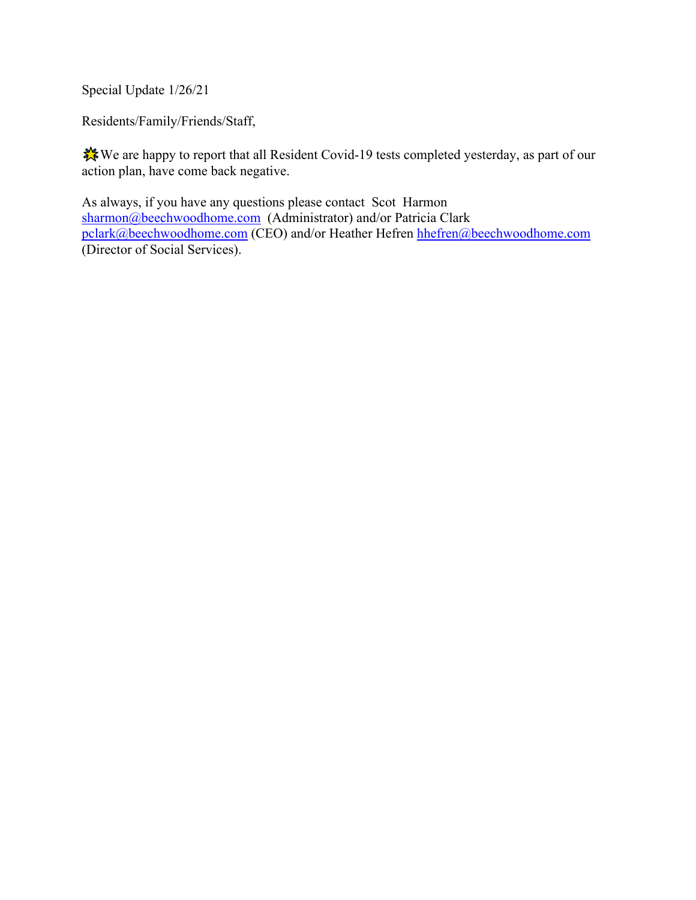Special Update 1/26/21

Residents/Family/Friends/Staff,

🌟We are happy to report that all Resident Covid-19 tests completed yesterday, as part of our action plan, have come back negative.

As always, if you have any questions please contact Scot Harmon sharmon@beechwoodhome.com (Administrator) and/or Patricia Clark pclark@beechwoodhome.com (CEO) and/or Heather Hefren hhefren@beechwoodhome.com (Director of Social Services).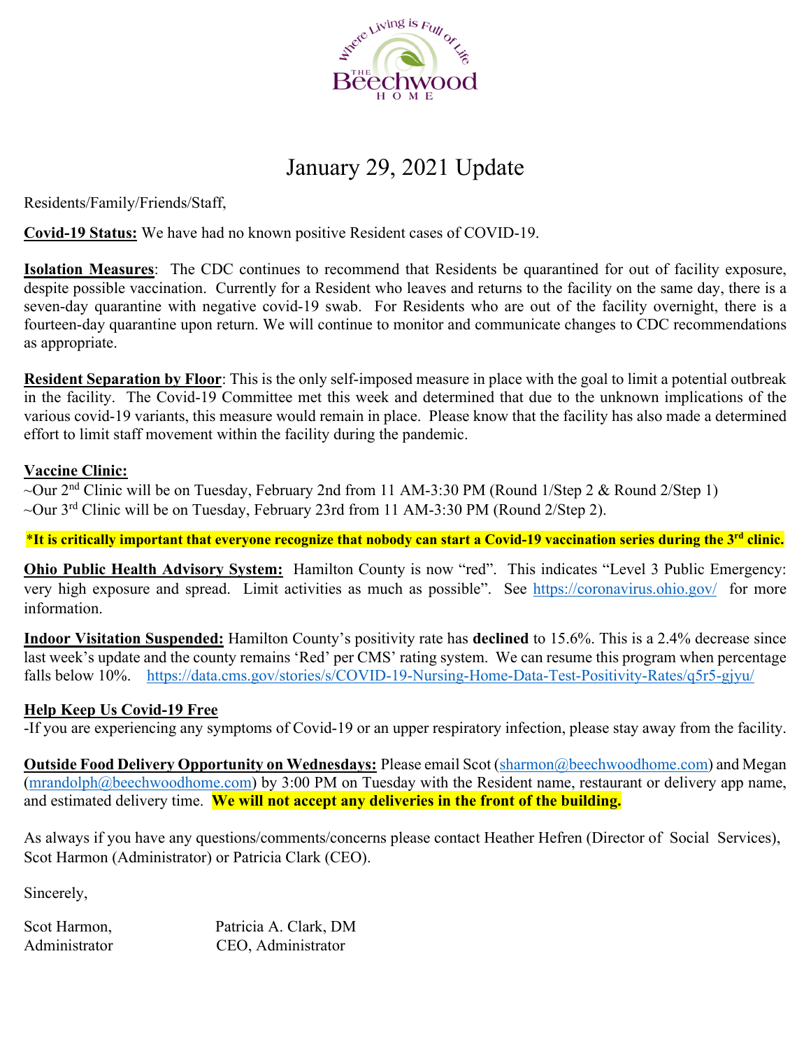# January 29, 2021 Update

Residents/Family/Friends/Staff,

**Covid-19 Status:** We have had no known positive Resident cases of COVID-19.

**Isolation Measures**: The CDC continues to recommend that Residents be quarantined for out of facility exposure, despite possible vaccination. Currently for a Resident who leaves and returns to the facility on the same day, there is a seven-day quarantine with negative covid-19 swab. For Residents who are out of the facility overnight, there is a fourteen-day quarantine upon return. We will continue to monitor and communicate changes to CDC recommendations as appropriate.

**Resident Separation by Floor**: This is the only self-imposed measure in place with the goal to limit a potential outbreak in the facility. The Covid-19 Committee met this week and determined that due to the unknown implications of the various covid-19 variants, this measure would remain in place. Please know that the facility has also made a determined effort to limit staff movement within the facility during the pandemic.

**Vaccine Clinic:**

~Our 2nd Clinic will be on Tuesday, February 2nd from 11 AM-3:30 PM (Round 1/Step 2 & Round 2/Step 1)
~Our 3rd Clinic will be on Tuesday, February 23rd from 11 AM-3:30 PM (Round 2/Step 2).

**\*It is critically important that everyone recognize that nobody can start a Covid-19 vaccination series during the 3rd clinic.**

**Ohio Public Health Advisory System:** Hamilton County is now "red". This indicates "Level 3 Public Emergency: very high exposure and spread. Limit activities as much as possible". See https://coronavirus.ohio.gov/ for more information.

**Indoor Visitation Suspended:** Hamilton County's positivity rate has **declined** to 15.6%. This is a 2.4% decrease since last week's update and the county remains 'Red' per CMS' rating system. We can resume this program when percentage falls below 10%. https://data.cms.gov/stories/s/COVID-19-Nursing-Home-Data-Test-Positivity-Rates/q5r5-gjyu/

**Help Keep Us Covid-19 Free**

-If you are experiencing any symptoms of Covid-19 or an upper respiratory infection, please stay away from the facility.

**Outside Food Delivery Opportunity on Wednesdays:** Please email Scot (sharmon@beechwoodhome.com) and Megan (mrandolph@beechwoodhome.com) by 3:00 PM on Tuesday with the Resident name, restaurant or delivery app name, and estimated delivery time. **We will not accept any deliveries in the front of the building.**

As always if you have any questions/comments/concerns please contact Heather Hefren (Director of Social Services), Scot Harmon (Administrator) or Patricia Clark (CEO).

Sincerely,

Scot Harmon,
Administrator

Patricia A. Clark, DM
CEO, Administrator